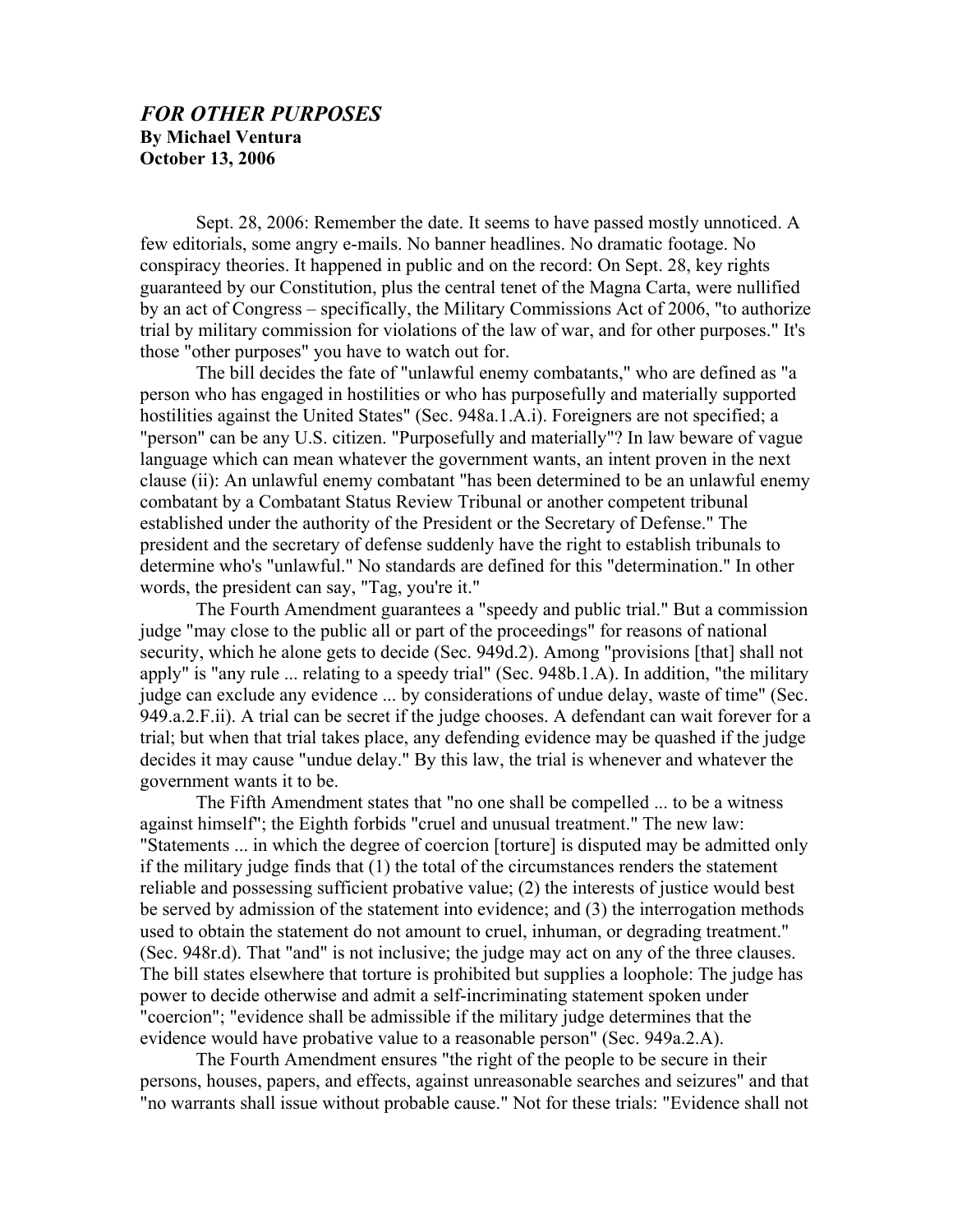# *FOR OTHER PURPOSES*

**By Michael Ventura**
**October 13, 2006**

Sept. 28, 2006: Remember the date. It seems to have passed mostly unnoticed. A few editorials, some angry e-mails. No banner headlines. No dramatic footage. No conspiracy theories. It happened in public and on the record: On Sept. 28, key rights guaranteed by our Constitution, plus the central tenet of the Magna Carta, were nullified by an act of Congress – specifically, the Military Commissions Act of 2006, "to authorize trial by military commission for violations of the law of war, and for other purposes." It's those "other purposes" you have to watch out for.

The bill decides the fate of "unlawful enemy combatants," who are defined as "a person who has engaged in hostilities or who has purposefully and materially supported hostilities against the United States" (Sec. 948a.1.A.i). Foreigners are not specified; a "person" can be any U.S. citizen. "Purposefully and materially"? In law beware of vague language which can mean whatever the government wants, an intent proven in the next clause (ii): An unlawful enemy combatant "has been determined to be an unlawful enemy combatant by a Combatant Status Review Tribunal or another competent tribunal established under the authority of the President or the Secretary of Defense." The president and the secretary of defense suddenly have the right to establish tribunals to determine who's "unlawful." No standards are defined for this "determination." In other words, the president can say, "Tag, you're it."

The Fourth Amendment guarantees a "speedy and public trial." But a commission judge "may close to the public all or part of the proceedings" for reasons of national security, which he alone gets to decide (Sec. 949d.2). Among "provisions [that] shall not apply" is "any rule ... relating to a speedy trial" (Sec. 948b.1.A). In addition, "the military judge can exclude any evidence ... by considerations of undue delay, waste of time" (Sec. 949.a.2.F.ii). A trial can be secret if the judge chooses. A defendant can wait forever for a trial; but when that trial takes place, any defending evidence may be quashed if the judge decides it may cause "undue delay." By this law, the trial is whenever and whatever the government wants it to be.

The Fifth Amendment states that "no one shall be compelled ... to be a witness against himself"; the Eighth forbids "cruel and unusual treatment." The new law: "Statements ... in which the degree of coercion [torture] is disputed may be admitted only if the military judge finds that (1) the total of the circumstances renders the statement reliable and possessing sufficient probative value; (2) the interests of justice would best be served by admission of the statement into evidence; and (3) the interrogation methods used to obtain the statement do not amount to cruel, inhuman, or degrading treatment." (Sec. 948r.d). That "and" is not inclusive; the judge may act on any of the three clauses. The bill states elsewhere that torture is prohibited but supplies a loophole: The judge has power to decide otherwise and admit a self-incriminating statement spoken under "coercion"; "evidence shall be admissible if the military judge determines that the evidence would have probative value to a reasonable person" (Sec. 949a.2.A).

The Fourth Amendment ensures "the right of the people to be secure in their persons, houses, papers, and effects, against unreasonable searches and seizures" and that "no warrants shall issue without probable cause." Not for these trials: "Evidence shall not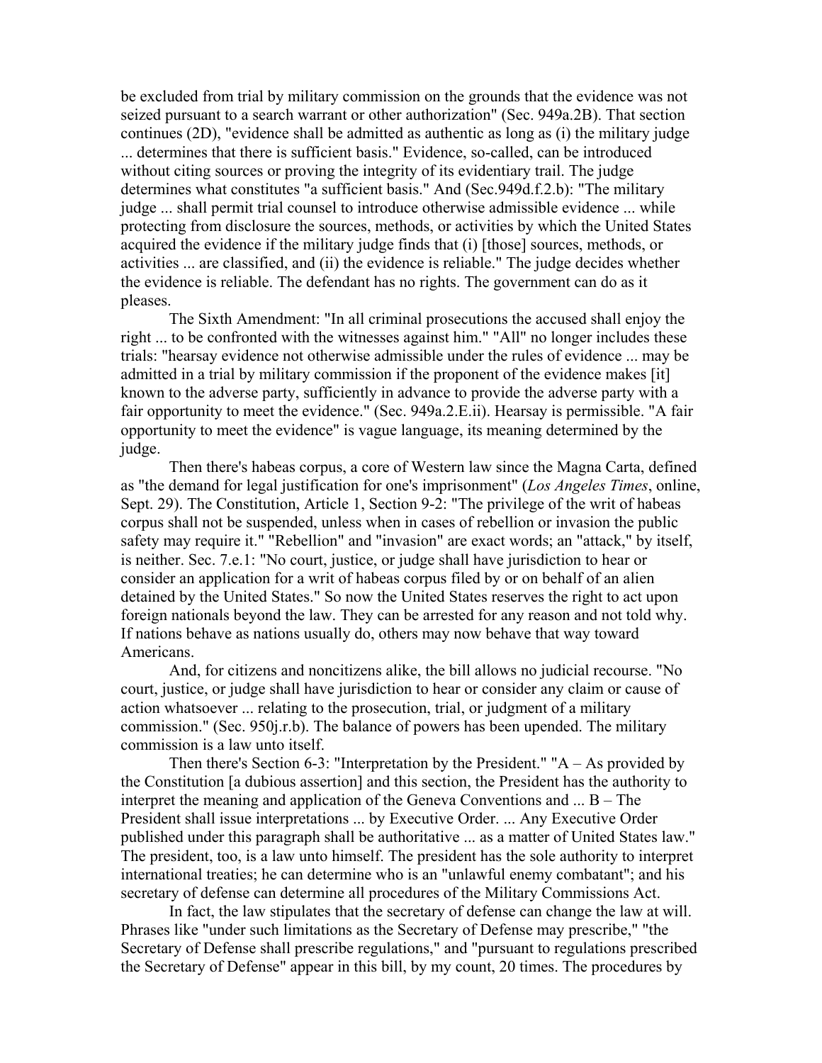be excluded from trial by military commission on the grounds that the evidence was not seized pursuant to a search warrant or other authorization" (Sec. 949a.2B). That section continues (2D), "evidence shall be admitted as authentic as long as (i) the military judge ... determines that there is sufficient basis." Evidence, so-called, can be introduced without citing sources or proving the integrity of its evidentiary trail. The judge determines what constitutes "a sufficient basis." And (Sec.949d.f.2.b): "The military judge ... shall permit trial counsel to introduce otherwise admissible evidence ... while protecting from disclosure the sources, methods, or activities by which the United States acquired the evidence if the military judge finds that (i) [those] sources, methods, or activities ... are classified, and (ii) the evidence is reliable." The judge decides whether the evidence is reliable. The defendant has no rights. The government can do as it pleases.

The Sixth Amendment: "In all criminal prosecutions the accused shall enjoy the right ... to be confronted with the witnesses against him." "All" no longer includes these trials: "hearsay evidence not otherwise admissible under the rules of evidence ... may be admitted in a trial by military commission if the proponent of the evidence makes [it] known to the adverse party, sufficiently in advance to provide the adverse party with a fair opportunity to meet the evidence." (Sec. 949a.2.E.ii). Hearsay is permissible. "A fair opportunity to meet the evidence" is vague language, its meaning determined by the judge.

Then there's habeas corpus, a core of Western law since the Magna Carta, defined as "the demand for legal justification for one's imprisonment" (*Los Angeles Times*, online, Sept. 29). The Constitution, Article 1, Section 9-2: "The privilege of the writ of habeas corpus shall not be suspended, unless when in cases of rebellion or invasion the public safety may require it." "Rebellion" and "invasion" are exact words; an "attack," by itself, is neither. Sec. 7.e.1: "No court, justice, or judge shall have jurisdiction to hear or consider an application for a writ of habeas corpus filed by or on behalf of an alien detained by the United States." So now the United States reserves the right to act upon foreign nationals beyond the law. They can be arrested for any reason and not told why. If nations behave as nations usually do, others may now behave that way toward Americans.

And, for citizens and noncitizens alike, the bill allows no judicial recourse. "No court, justice, or judge shall have jurisdiction to hear or consider any claim or cause of action whatsoever ... relating to the prosecution, trial, or judgment of a military commission." (Sec. 950j.r.b). The balance of powers has been upended. The military commission is a law unto itself.

Then there's Section 6-3: "Interpretation by the President." "A – As provided by the Constitution [a dubious assertion] and this section, the President has the authority to interpret the meaning and application of the Geneva Conventions and ... B – The President shall issue interpretations ... by Executive Order. ... Any Executive Order published under this paragraph shall be authoritative ... as a matter of United States law." The president, too, is a law unto himself. The president has the sole authority to interpret international treaties; he can determine who is an "unlawful enemy combatant"; and his secretary of defense can determine all procedures of the Military Commissions Act.

In fact, the law stipulates that the secretary of defense can change the law at will. Phrases like "under such limitations as the Secretary of Defense may prescribe," "the Secretary of Defense shall prescribe regulations," and "pursuant to regulations prescribed the Secretary of Defense" appear in this bill, by my count, 20 times. The procedures by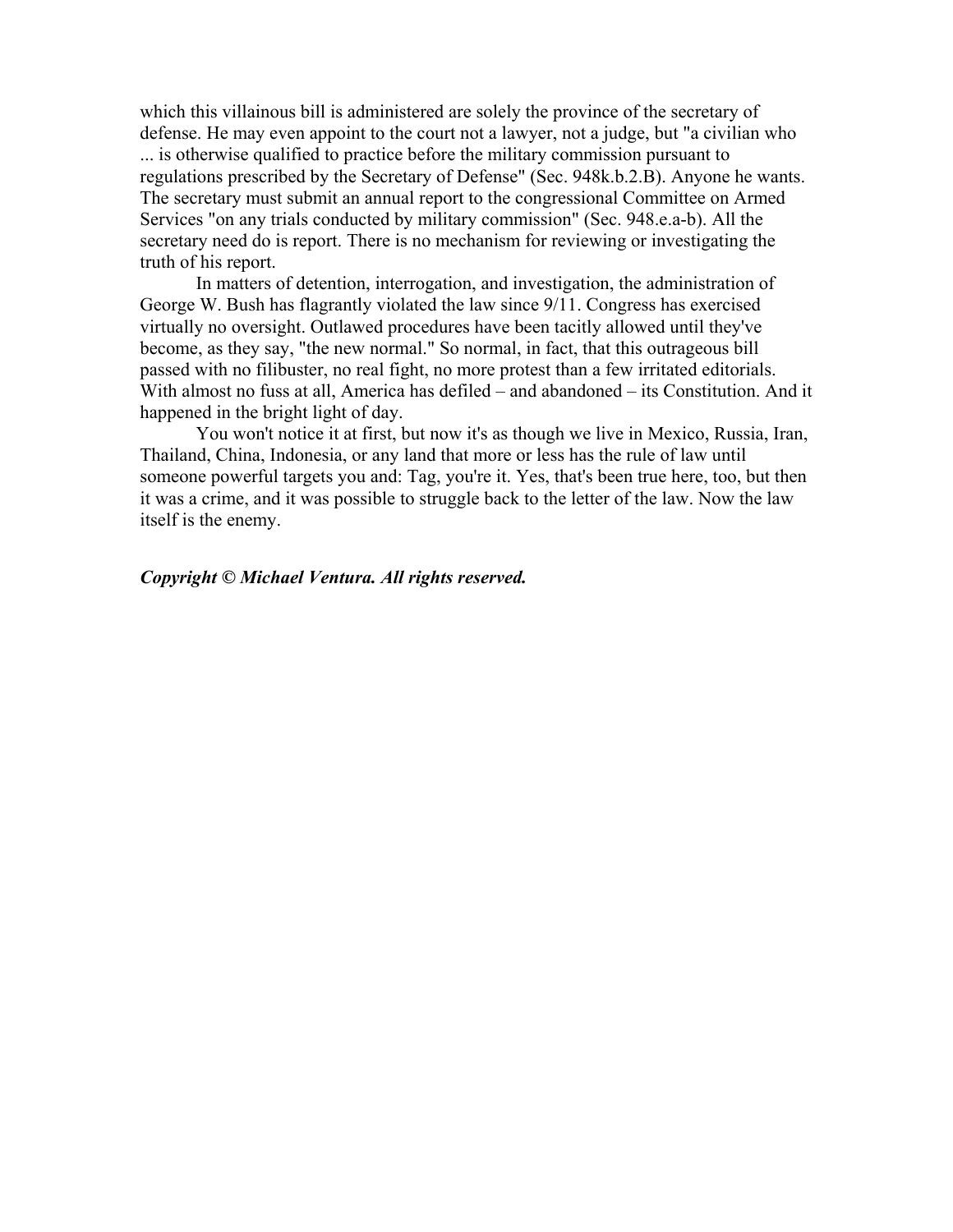which this villainous bill is administered are solely the province of the secretary of defense. He may even appoint to the court not a lawyer, not a judge, but "a civilian who ... is otherwise qualified to practice before the military commission pursuant to regulations prescribed by the Secretary of Defense" (Sec. 948k.b.2.B). Anyone he wants. The secretary must submit an annual report to the congressional Committee on Armed Services "on any trials conducted by military commission" (Sec. 948.e.a-b). All the secretary need do is report. There is no mechanism for reviewing or investigating the truth of his report.

In matters of detention, interrogation, and investigation, the administration of George W. Bush has flagrantly violated the law since 9/11. Congress has exercised virtually no oversight. Outlawed procedures have been tacitly allowed until they've become, as they say, "the new normal." So normal, in fact, that this outrageous bill passed with no filibuster, no real fight, no more protest than a few irritated editorials. With almost no fuss at all, America has defiled – and abandoned – its Constitution. And it happened in the bright light of day.

You won't notice it at first, but now it's as though we live in Mexico, Russia, Iran, Thailand, China, Indonesia, or any land that more or less has the rule of law until someone powerful targets you and: Tag, you're it. Yes, that's been true here, too, but then it was a crime, and it was possible to struggle back to the letter of the law. Now the law itself is the enemy.

***Copyright © Michael Ventura. All rights reserved.***